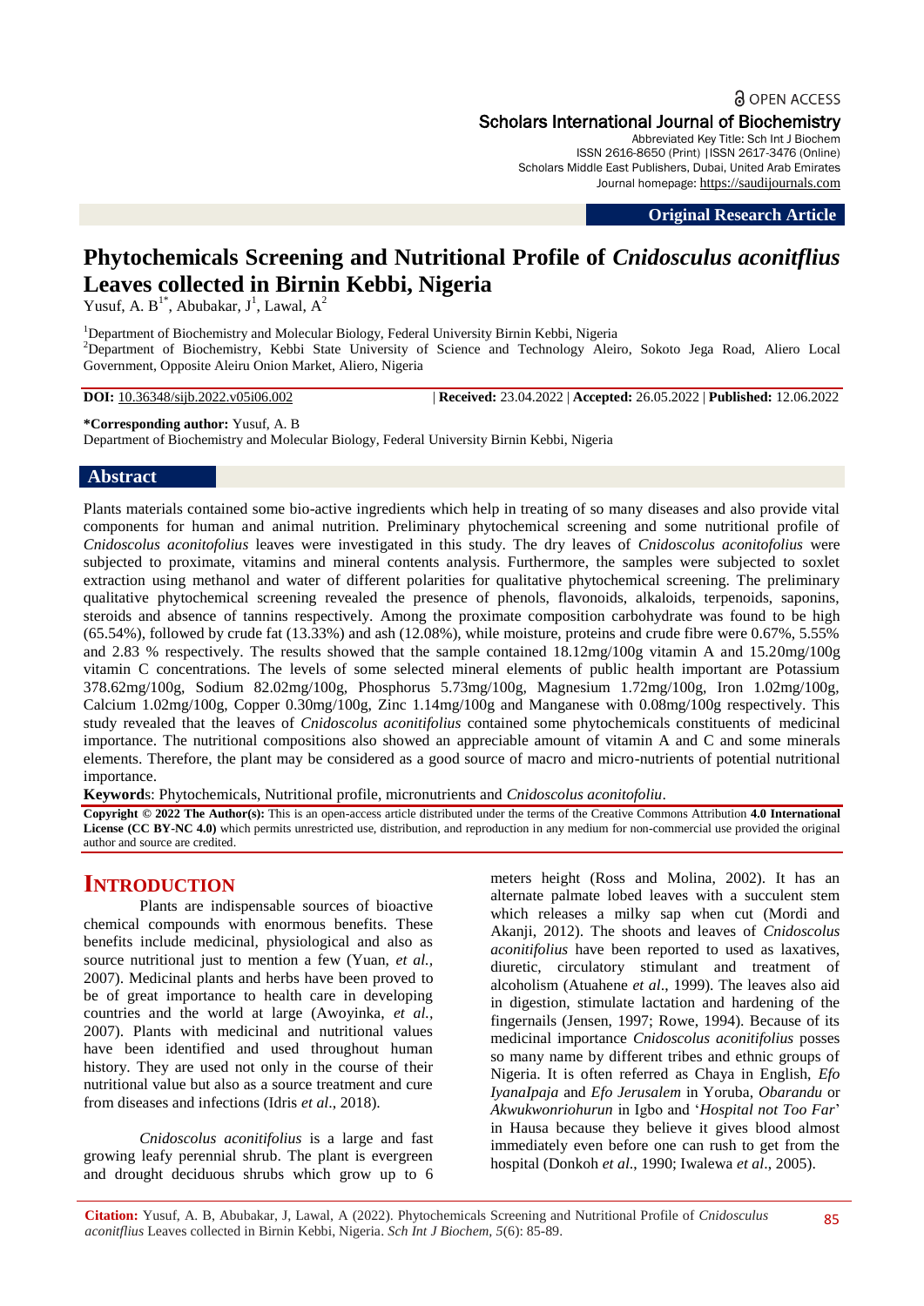# Phytochemicals Screening and Nutritional Profile of *Cnidosculus aconitflius* Leaves collected in Birnin Kebbi, Nigeria

Yusuf, A. B[1*], Abubakar, J[1], Lawal, A[2]

[1]Department of Biochemistry and Molecular Biology, Federal University Birnin Kebbi, Nigeria
[2]Department of Biochemistry, Kebbi State University of Science and Technology Aleiro, Sokoto Jega Road, Aliero Local Government, Opposite Aleiru Onion Market, Aliero, Nigeria

**DOI:** 10.36348/sijb.2022.v05i06.002 | **Received:** 23.04.2022 | **Accepted:** 26.05.2022 | **Published:** 12.06.2022

**\*Corresponding author:** Yusuf, A. B
Department of Biochemistry and Molecular Biology, Federal University Birnin Kebbi, Nigeria

## Abstract

Plants materials contained some bio-active ingredients which help in treating of so many diseases and also provide vital components for human and animal nutrition. Preliminary phytochemical screening and some nutritional profile of *Cnidoscolus aconitofolius* leaves were investigated in this study. The dry leaves of *Cnidoscolus aconitofolius* were subjected to proximate, vitamins and mineral contents analysis. Furthermore, the samples were subjected to soxlet extraction using methanol and water of different polarities for qualitative phytochemical screening. The preliminary qualitative phytochemical screening revealed the presence of phenols, flavonoids, alkaloids, terpenoids, saponins, steroids and absence of tannins respectively. Among the proximate composition carbohydrate was found to be high (65.54%), followed by crude fat (13.33%) and ash (12.08%), while moisture, proteins and crude fibre were 0.67%, 5.55% and 2.83 % respectively. The results showed that the sample contained 18.12mg/100g vitamin A and 15.20mg/100g vitamin C concentrations. The levels of some selected mineral elements of public health important are Potassium 378.62mg/100g, Sodium 82.02mg/100g, Phosphorus 5.73mg/100g, Magnesium 1.72mg/100g, Iron 1.02mg/100g, Calcium 1.02mg/100g, Copper 0.30mg/100g, Zinc 1.14mg/100g and Manganese with 0.08mg/100g respectively. This study revealed that the leaves of *Cnidoscolus aconitifolius* contained some phytochemicals constituents of medicinal importance. The nutritional compositions also showed an appreciable amount of vitamin A and C and some minerals elements. Therefore, the plant may be considered as a good source of macro and micro-nutrients of potential nutritional importance.

**Keywords**: Phytochemicals, Nutritional profile, micronutrients and *Cnidoscolus aconitofoliu*.

**Copyright © 2022 The Author(s):** This is an open-access article distributed under the terms of the Creative Commons Attribution **4.0 International License (CC BY-NC 4.0)** which permits unrestricted use, distribution, and reproduction in any medium for non-commercial use provided the original author and source are credited.

## INTRODUCTION

Plants are indispensable sources of bioactive chemical compounds with enormous benefits. These benefits include medicinal, physiological and also as source nutritional just to mention a few (Yuan, *et al.*, 2007). Medicinal plants and herbs have been proved to be of great importance to health care in developing countries and the world at large (Awoyinka, *et al.*, 2007). Plants with medicinal and nutritional values have been identified and used throughout human history. They are used not only in the course of their nutritional value but also as a source treatment and cure from diseases and infections (Idris *et al*., 2018).

*Cnidoscolus aconitifolius* is a large and fast growing leafy perennial shrub. The plant is evergreen and drought deciduous shrubs which grow up to 6 meters height (Ross and Molina, 2002). It has an alternate palmate lobed leaves with a succulent stem which releases a milky sap when cut (Mordi and Akanji, 2012). The shoots and leaves of *Cnidoscolus aconitifolius* have been reported to used as laxatives, diuretic, circulatory stimulant and treatment of alcoholism (Atuahene *et al*., 1999). The leaves also aid in digestion, stimulate lactation and hardening of the fingernails (Jensen, 1997; Rowe, 1994). Because of its medicinal importance *Cnidoscolus aconitifolius* posses so many name by different tribes and ethnic groups of Nigeria. It is often referred as Chaya in English, *Efo IyanaIpaja* and *Efo Jerusalem* in Yoruba, *Obarandu* or *Akwukwonriohurun* in Igbo and '*Hospital not Too Far*' in Hausa because they believe it gives blood almost immediately even before one can rush to get from the hospital (Donkoh *et al*., 1990; Iwalewa *et al*., 2005).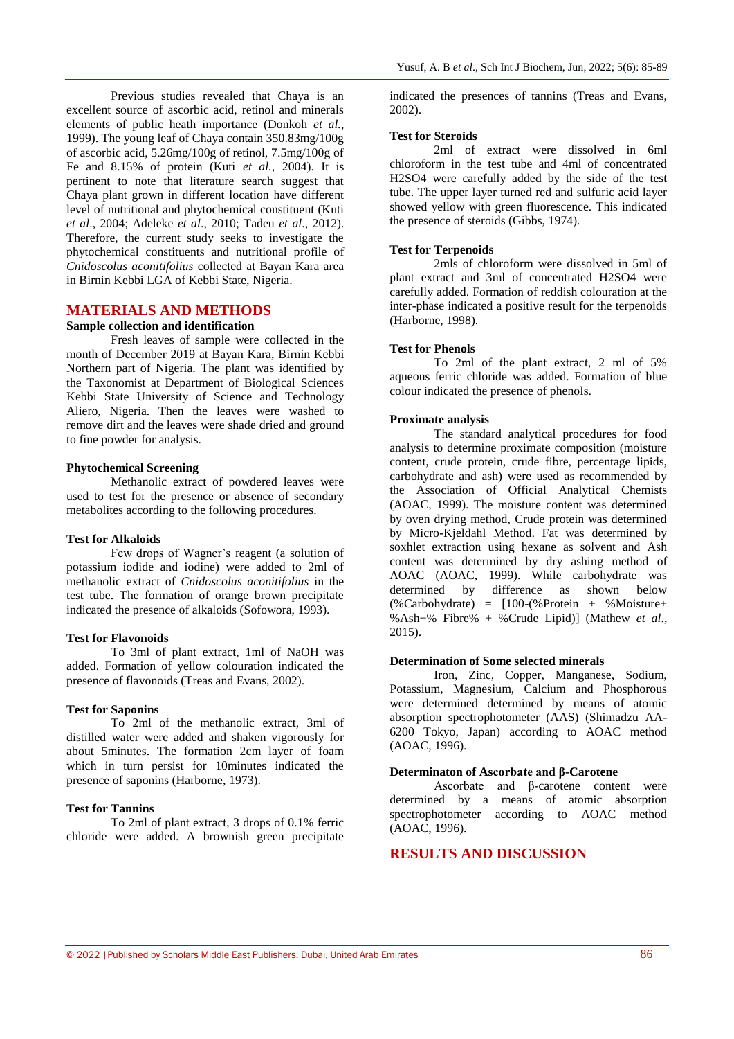Previous studies revealed that Chaya is an excellent source of ascorbic acid, retinol and minerals elements of public heath importance (Donkoh *et al.*, 1999). The young leaf of Chaya contain 350.83mg/100g of ascorbic acid, 5.26mg/100g of retinol, 7.5mg/100g of Fe and 8.15% of protein (Kuti *et al.,* 2004). It is pertinent to note that literature search suggest that Chaya plant grown in different location have different level of nutritional and phytochemical constituent (Kuti *et al*., 2004; Adeleke *et al*., 2010; Tadeu *et al*., 2012). Therefore, the current study seeks to investigate the phytochemical constituents and nutritional profile of *Cnidoscolus aconitifolius* collected at Bayan Kara area in Birnin Kebbi LGA of Kebbi State, Nigeria.

## MATERIALS AND METHODS

### Sample collection and identification

Fresh leaves of sample were collected in the month of December 2019 at Bayan Kara, Birnin Kebbi Northern part of Nigeria. The plant was identified by the Taxonomist at Department of Biological Sciences Kebbi State University of Science and Technology Aliero, Nigeria. Then the leaves were washed to remove dirt and the leaves were shade dried and ground to fine powder for analysis.

### Phytochemical Screening

Methanolic extract of powdered leaves were used to test for the presence or absence of secondary metabolites according to the following procedures.

### Test for Alkaloids

Few drops of Wagner's reagent (a solution of potassium iodide and iodine) were added to 2ml of methanolic extract of *Cnidoscolus aconitifolius* in the test tube. The formation of orange brown precipitate indicated the presence of alkaloids (Sofowora, 1993).

### Test for Flavonoids

To 3ml of plant extract, 1ml of NaOH was added. Formation of yellow colouration indicated the presence of flavonoids (Treas and Evans, 2002).

### Test for Saponins

To 2ml of the methanolic extract, 3ml of distilled water were added and shaken vigorously for about 5minutes. The formation 2cm layer of foam which in turn persist for 10minutes indicated the presence of saponins (Harborne, 1973).

### Test for Tannins

To 2ml of plant extract, 3 drops of 0.1% ferric chloride were added. A brownish green precipitate indicated the presences of tannins (Treas and Evans, 2002).

### Test for Steroids

2ml of extract were dissolved in 6ml chloroform in the test tube and 4ml of concentrated $H_2SO_4$ were carefully added by the side of the test tube. The upper layer turned red and sulfuric acid layer showed yellow with green fluorescence. This indicated the presence of steroids (Gibbs, 1974).

### Test for Terpenoids

2mls of chloroform were dissolved in 5ml of plant extract and 3ml of concentrated $H_2SO_4$ were carefully added. Formation of reddish colouration at the inter-phase indicated a positive result for the terpenoids (Harborne, 1998).

### Test for Phenols

To 2ml of the plant extract, 2 ml of 5% aqueous ferric chloride was added. Formation of blue colour indicated the presence of phenols.

### Proximate analysis

The standard analytical procedures for food analysis to determine proximate composition (moisture content, crude protein, crude fibre, percentage lipids, carbohydrate and ash) were used as recommended by the Association of Official Analytical Chemists (AOAC, 1999). The moisture content was determined by oven drying method, Crude protein was determined by Micro-Kjeldahl Method. Fat was determined by soxhlet extraction using hexane as solvent and Ash content was determined by dry ashing method of AOAC (AOAC, 1999). While carbohydrate was determined by difference as shown below (%Carbohydrate) = [100-(%Protein + %Moisture+ %Ash+% Fibre% + %Crude Lipid)] (Mathew *et al*., 2015).

### Determination of Some selected minerals

Iron, Zinc, Copper, Manganese, Sodium, Potassium, Magnesium, Calcium and Phosphorous were determined determined by means of atomic absorption spectrophotometer (AAS) (Shimadzu AA-6200 Tokyo, Japan) according to AOAC method (AOAC, 1996).

### Determinaton of Ascorbate and β-Carotene

Ascorbate and β-carotene content were determined by a means of atomic absorption spectrophotometer according to AOAC method (AOAC, 1996).

## RESULTS AND DISCUSSION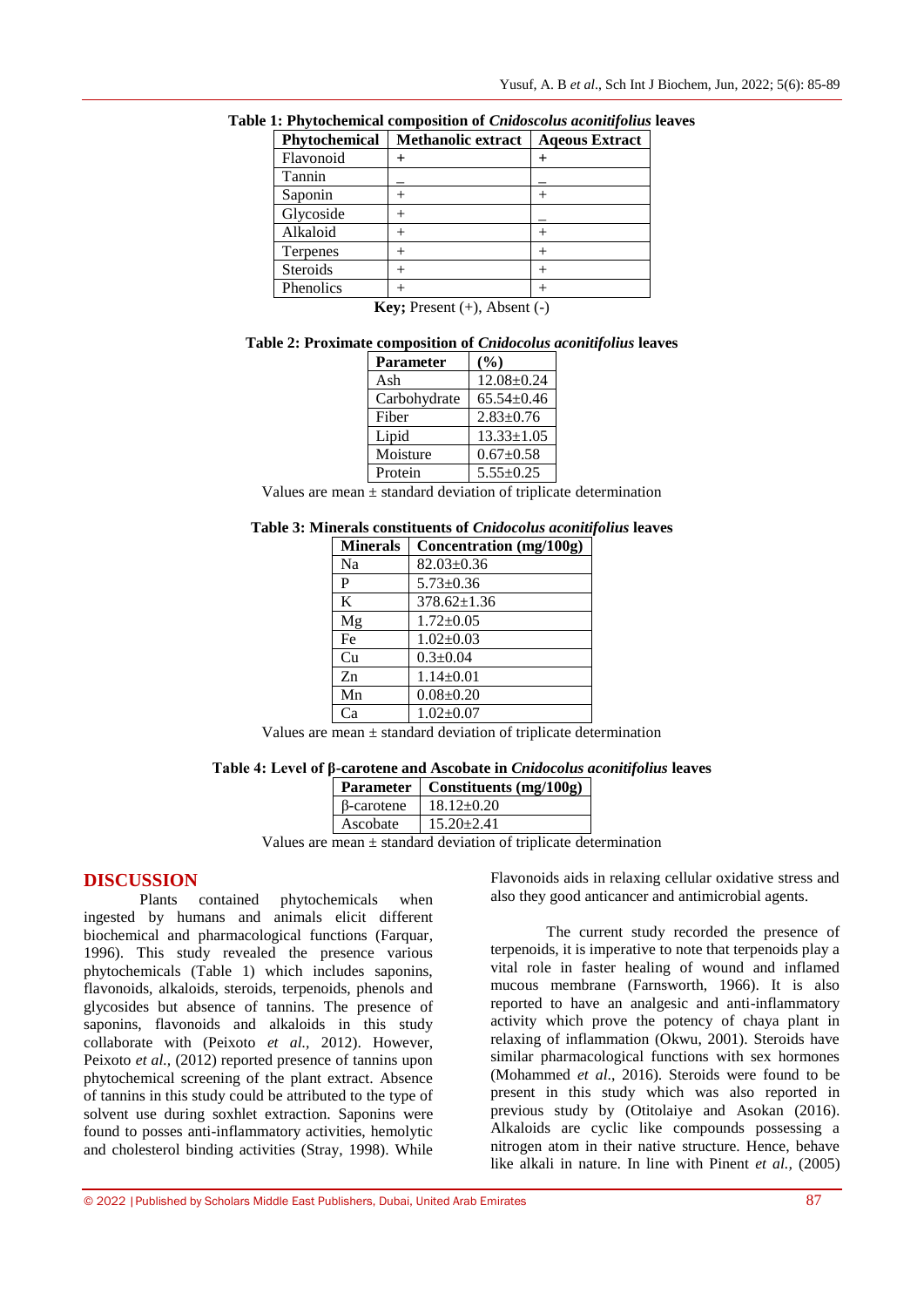**Table 1: Phytochemical composition of *Cnidoscolus aconitifolius* leaves**

| Phytochemical | Methanolic extract | Aqeous Extract |
|---|---|---|
| Flavonoid | + | + |
| Tannin | _ | _ |
| Saponin | + | + |
| Glycoside | + | _ |
| Alkaloid | + | + |
| Terpenes | + | + |
| Steroids | + | + |
| Phenolics | + | + |

**Key;** Present (+), Absent (-)

**Table 2: Proximate composition of *Cnidocolus aconitifolius* leaves**

| Parameter | (%) |
|---|---|
| Ash | 12.08±0.24 |
| Carbohydrate | 65.54±0.46 |
| Fiber | 2.83±0.76 |
| Lipid | 13.33±1.05 |
| Moisture | 0.67±0.58 |
| Protein | 5.55±0.25 |

Values are mean ± standard deviation of triplicate determination

**Table 3: Minerals constituents of *Cnidocolus aconitifolius* leaves**

| Minerals | Concentration (mg/100g) |
|---|---|
| Na | 82.03±0.36 |
| P | 5.73±0.36 |
| K | 378.62±1.36 |
| Mg | 1.72±0.05 |
| Fe | 1.02±0.03 |
| Cu | 0.3±0.04 |
| Zn | 1.14±0.01 |
| Mn | 0.08±0.20 |
| Ca | 1.02±0.07 |

Values are mean ± standard deviation of triplicate determination

**Table 4: Level of β-carotene and Ascobate in *Cnidocolus aconitifolius* leaves**

| Parameter | Constituents (mg/100g) |
|---|---|
| β-carotene | 18.12±0.20 |
| Ascobate | 15.20±2.41 |

Values are mean ± standard deviation of triplicate determination

## DISCUSSION

Plants contained phytochemicals when ingested by humans and animals elicit different biochemical and pharmacological functions (Farquar, 1996). This study revealed the presence various phytochemicals (Table 1) which includes saponins, flavonoids, alkaloids, steroids, terpenoids, phenols and glycosides but absence of tannins. The presence of saponins, flavonoids and alkaloids in this study collaborate with (Peixoto *et al.*, 2012). However, Peixoto *et al.*, (2012) reported presence of tannins upon phytochemical screening of the plant extract. Absence of tannins in this study could be attributed to the type of solvent use during soxhlet extraction. Saponins were found to posses anti-inflammatory activities, hemolytic and cholesterol binding activities (Stray, 1998). While Flavonoids aids in relaxing cellular oxidative stress and also they good anticancer and antimicrobial agents.

The current study recorded the presence of terpenoids, it is imperative to note that terpenoids play a vital role in faster healing of wound and inflamed mucous membrane (Farnsworth, 1966). It is also reported to have an analgesic and anti-inflammatory activity which prove the potency of chaya plant in relaxing of inflammation (Okwu, 2001). Steroids have similar pharmacological functions with sex hormones (Mohammed *et al*., 2016). Steroids were found to be present in this study which was also reported in previous study by (Otitolaiye and Asokan (2016). Alkaloids are cyclic like compounds possessing a nitrogen atom in their native structure. Hence, behave like alkali in nature. In line with Pinent *et al.*, (2005)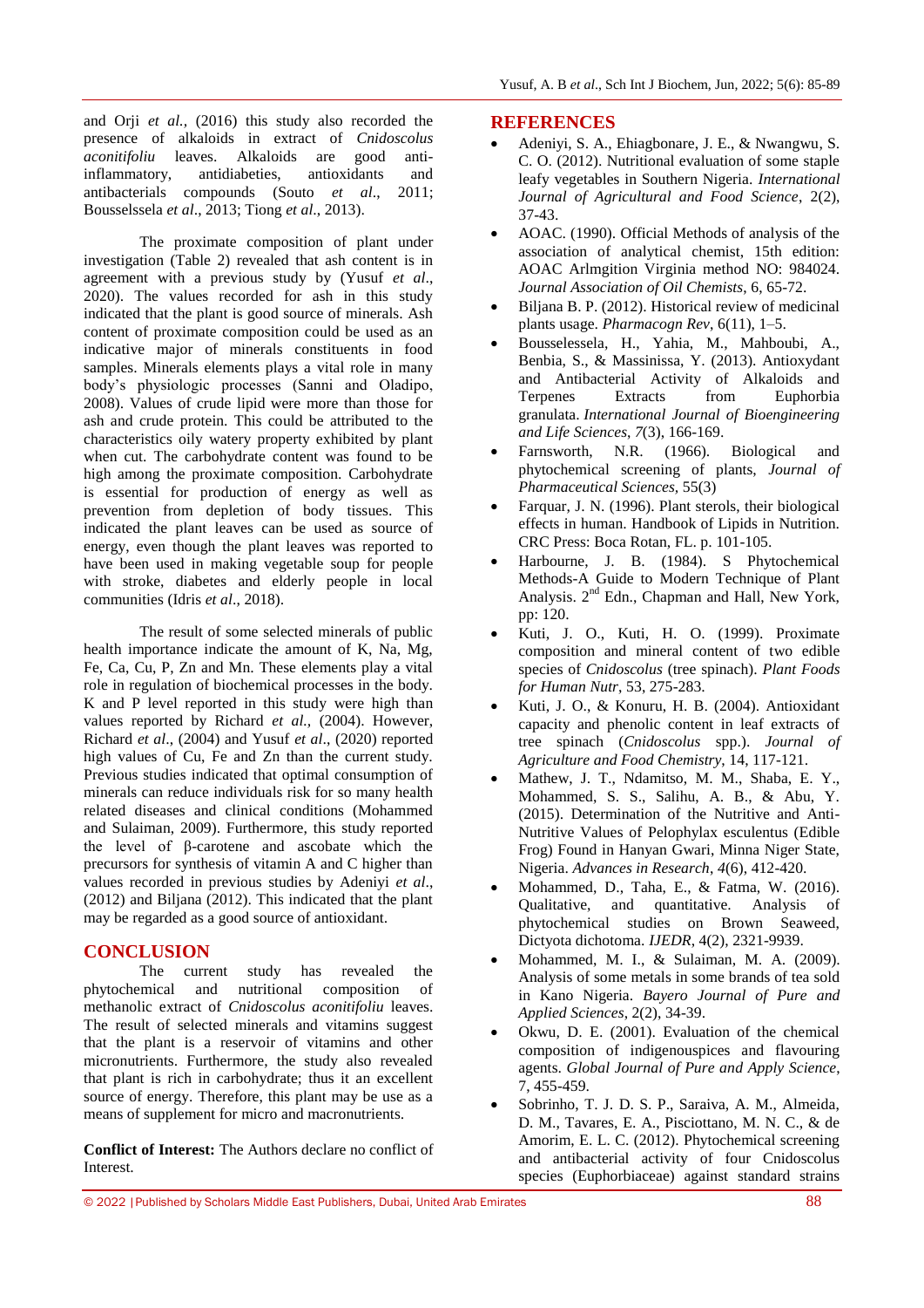and Orji *et al.,* (2016) this study also recorded the presence of alkaloids in extract of *Cnidoscolus aconitifoliu* leaves. Alkaloids are good anti-inflammatory, antidiabeties, antioxidants and antibacterials compounds (Souto *et al*., 2011; Bousselssela *et al*., 2013; Tiong *et al*., 2013).

The proximate composition of plant under investigation (Table 2) revealed that ash content is in agreement with a previous study by (Yusuf *et al*., 2020). The values recorded for ash in this study indicated that the plant is good source of minerals. Ash content of proximate composition could be used as an indicative major of minerals constituents in food samples. Minerals elements plays a vital role in many body's physiologic processes (Sanni and Oladipo, 2008). Values of crude lipid were more than those for ash and crude protein. This could be attributed to the characteristics oily watery property exhibited by plant when cut. The carbohydrate content was found to be high among the proximate composition. Carbohydrate is essential for production of energy as well as prevention from depletion of body tissues. This indicated the plant leaves can be used as source of energy, even though the plant leaves was reported to have been used in making vegetable soup for people with stroke, diabetes and elderly people in local communities (Idris *et al*., 2018).

The result of some selected minerals of public health importance indicate the amount of K, Na, Mg, Fe, Ca, Cu, P, Zn and Mn. These elements play a vital role in regulation of biochemical processes in the body. K and P level reported in this study were high than values reported by Richard *et al.,* (2004). However, Richard *et al*., (2004) and Yusuf *et al*., (2020) reported high values of Cu, Fe and Zn than the current study. Previous studies indicated that optimal consumption of minerals can reduce individuals risk for so many health related diseases and clinical conditions (Mohammed and Sulaiman, 2009). Furthermore, this study reported the level of β-carotene and ascobate which the precursors for synthesis of vitamin A and C higher than values recorded in previous studies by Adeniyi *et al*., (2012) and Biljana (2012). This indicated that the plant may be regarded as a good source of antioxidant.

## CONCLUSION

The current study has revealed the phytochemical and nutritional composition of methanolic extract of *Cnidoscolus aconitifoliu* leaves. The result of selected minerals and vitamins suggest that the plant is a reservoir of vitamins and other micronutrients. Furthermore, the study also revealed that plant is rich in carbohydrate; thus it an excellent source of energy. Therefore, this plant may be use as a means of supplement for micro and macronutrients.

**Conflict of Interest:** The Authors declare no conflict of Interest.

## REFERENCES

- Adeniyi, S. A., Ehiagbonare, J. E., & Nwangwu, S. C. O. (2012). Nutritional evaluation of some staple leafy vegetables in Southern Nigeria. *International Journal of Agricultural and Food Science*, 2(2), 37-43.
- AOAC. (1990). Official Methods of analysis of the association of analytical chemist, 15th edition: AOAC Arlmgition Virginia method NO: 984024. *Journal Association of Oil Chemists*, 6, 65-72.
- Biljana B. P. (2012). Historical review of medicinal plants usage. *Pharmacogn Rev*, 6(11), 1–5.
- Bousselessela, H., Yahia, M., Mahboubi, A., Benbia, S., & Massinissa, Y. (2013). Antioxydant and Antibacterial Activity of Alkaloids and Terpenes Extracts from Euphorbia granulata. *International Journal of Bioengineering and Life Sciences*, *7*(3), 166-169.
- Farnsworth, N.R. (1966). Biological and phytochemical screening of plants, *Journal of Pharmaceutical Sciences,* 55(3)
- Farquar, J. N. (1996). Plant sterols, their biological effects in human. Handbook of Lipids in Nutrition. CRC Press: Boca Rotan, FL. p. 101-105.
- Harbourne, J. B. (1984). S Phytochemical Methods-A Guide to Modern Technique of Plant Analysis. 2nd Edn., Chapman and Hall, New York, pp: 120.
- Kuti, J. O., Kuti, H. O. (1999). Proximate composition and mineral content of two edible species of *Cnidoscolus* (tree spinach). *Plant Foods for Human Nutr*, 53, 275-283.
- Kuti, J. O., & Konuru, H. B. (2004). Antioxidant capacity and phenolic content in leaf extracts of tree spinach (*Cnidoscolus* spp.). *Journal of Agriculture and Food Chemistry*, 14, 117-121.
- Mathew, J. T., Ndamitso, M. M., Shaba, E. Y., Mohammed, S. S., Salihu, A. B., & Abu, Y. (2015). Determination of the Nutritive and Anti-Nutritive Values of Pelophylax esculentus (Edible Frog) Found in Hanyan Gwari, Minna Niger State, Nigeria. *Advances in Research*, *4*(6), 412-420.
- Mohammed, D., Taha, E., & Fatma, W. (2016). Qualitative, and quantitative. Analysis of phytochemical studies on Brown Seaweed, Dictyota dichotoma. *IJEDR*, 4(2), 2321-9939.
- Mohammed, M. I., & Sulaiman, M. A. (2009). Analysis of some metals in some brands of tea sold in Kano Nigeria. *Bayero Journal of Pure and Applied Sciences*, 2(2), 34-39.
- Okwu, D. E. (2001). Evaluation of the chemical composition of indigenouspices and flavouring agents. *Global Journal of Pure and Apply Science*, 7, 455-459.
- Sobrinho, T. J. D. S. P., Saraiva, A. M., Almeida, D. M., Tavares, E. A., Pisciottano, M. N. C., & de Amorim, E. L. C. (2012). Phytochemical screening and antibacterial activity of four Cnidoscolus species (Euphorbiaceae) against standard strains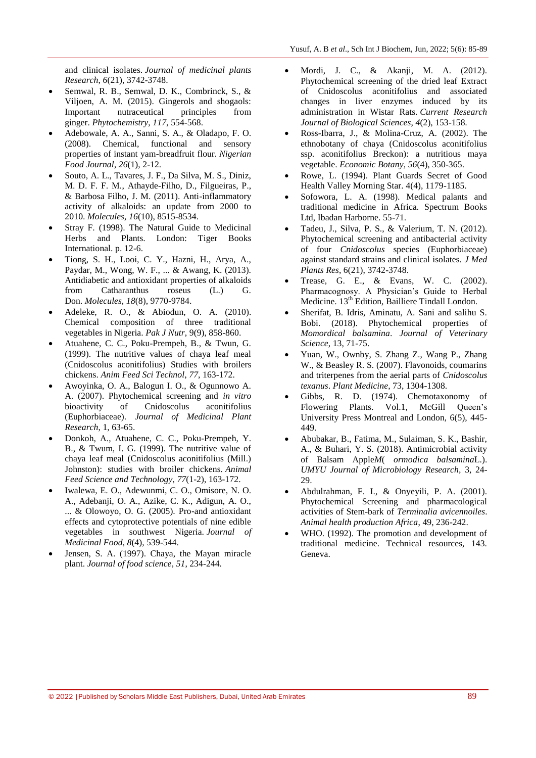and clinical isolates. *Journal of medicinal plants Research*, *6*(21), 3742-3748.

- Semwal, R. B., Semwal, D. K., Combrinck, S., & Viljoen, A. M. (2015). Gingerols and shogaols: Important nutraceutical principles from ginger. *Phytochemistry*, *117*, 554-568.
- Adebowale, A. A., Sanni, S. A., & Oladapo, F. O. (2008). Chemical, functional and sensory properties of instant yam-breadfruit flour. *Nigerian Food Journal*, *26*(1), 2-12.
- Souto, A. L., Tavares, J. F., Da Silva, M. S., Diniz, M. D. F. F. M., Athayde-Filho, D., Filgueiras, P., & Barbosa Filho, J. M. (2011). Anti-inflammatory activity of alkaloids: an update from 2000 to 2010. *Molecules*, *16*(10), 8515-8534.
- Stray F. (1998). The Natural Guide to Medicinal Herbs and Plants. London: Tiger Books International. p. 12-6.
- Tiong, S. H., Looi, C. Y., Hazni, H., Arya, A., Paydar, M., Wong, W. F., ... & Awang, K. (2013). Antidiabetic and antioxidant properties of alkaloids from Catharanthus roseus (L.) G. Don. *Molecules*, *18*(8), 9770-9784.
- Adeleke, R. O., & Abiodun, O. A. (2010). Chemical composition of three traditional vegetables in Nigeria. *Pak J Nutr*, 9(9), 858-860.
- Atuahene, C. C., Poku-Prempeh, B., & Twun, G. (1999). The nutritive values of chaya leaf meal (Cnidoscolus aconitifolius) Studies with broilers chickens. *Anim Feed Sci Technol*, *77*, 163-172.
- Awoyinka, O. A., Balogun I. O., & Ogunnowo A. A. (2007). Phytochemical screening and *in vitro* bioactivity of Cnidoscolus aconitifolius (Euphorbiaceae). *Journal of Medicinal Plant Research*, 1, 63-65.
- Donkoh, A., Atuahene, C. C., Poku-Prempeh, Y. B., & Twum, I. G. (1999). The nutritive value of chaya leaf meal (Cnidoscolus aconitifolius (Mill.) Johnston): studies with broiler chickens. *Animal Feed Science and Technology*, *77*(1-2), 163-172.
- Iwalewa, E. O., Adewunmi, C. O., Omisore, N. O. A., Adebanji, O. A., Azike, C. K., Adigun, A. O., ... & Olowoyo, O. G. (2005). Pro-and antioxidant effects and cytoprotective potentials of nine edible vegetables in southwest Nigeria. *Journal of Medicinal Food*, *8*(4), 539-544.
- Jensen, S. A. (1997). Chaya, the Mayan miracle plant. *Journal of food science*, *51*, 234-244.
- Mordi, J. C., & Akanji, M. A. (2012). Phytochemical screening of the dried leaf Extract of Cnidoscolus aconitifolius and associated changes in liver enzymes induced by its administration in Wistar Rats. *Current Research Journal of Biological Sciences*, *4*(2), 153-158.
- Ross-Ibarra, J., & Molina-Cruz, A. (2002). The ethnobotany of chaya (Cnidoscolus aconitifolius ssp. aconitifolius Breckon): a nutritious maya vegetable. *Economic Botany*, *56*(4), 350-365.
- Rowe, L. (1994). Plant Guards Secret of Good Health Valley Morning Star. 4(4), 1179-1185.
- Sofowora, L. A. (1998). Medical palants and traditional medicine in Africa. Spectrum Books Ltd, Ibadan Harborne. 55-71.
- Tadeu, J., Silva, P. S., & Valerium, T. N. (2012). Phytochemical screening and antibacterial activity of four *Cnidoscolus* species (Euphorbiaceae) against standard strains and clinical isolates. *J Med Plants Res*, 6(21), 3742-3748.
- Trease, G. E., & Evans, W. C. (2002). Pharmacognosy. A Physician's Guide to Herbal Medicine. 13th Edition, Bailliere Tindall London.
- Sherifat, B. Idris, Aminatu, A. Sani and salihu S. Bobi. (2018). Phytochemical properties of *Momordical balsamina*. *Journal of Veterinary Science*, 13, 71-75.
- Yuan, W., Ownby, S. Zhang Z., Wang P., Zhang W., & Beasley R. S. (2007). Flavonoids, coumarins and triterpenes from the aerial parts of *Cnidoscolus texanus*. *Plant Medicine*, 73, 1304-1308.
- Gibbs, R. D. (1974). Chemotaxonomy of Flowering Plants. Vol.1, McGill Queen's University Press Montreal and London, 6(5), 445-449.
- Abubakar, B., Fatima, M., Sulaiman, S. K., Bashir, A., & Buhari, Y. S. (2018). Antimicrobial activity of Balsam Apple*M*( *ormodica balsamina*L.). *UMYU Journal of Microbiology Research*, 3, 24-29.
- Abdulrahman, F. I., & Onyeyili, P. A. (2001). Phytochemical Screening and pharmacological activities of Stem-bark of *Terminalia avicennoiles*. *Animal health production Africa*, 49, 236-242.
- WHO. (1992). The promotion and development of traditional medicine. Technical resources, 143. Geneva.